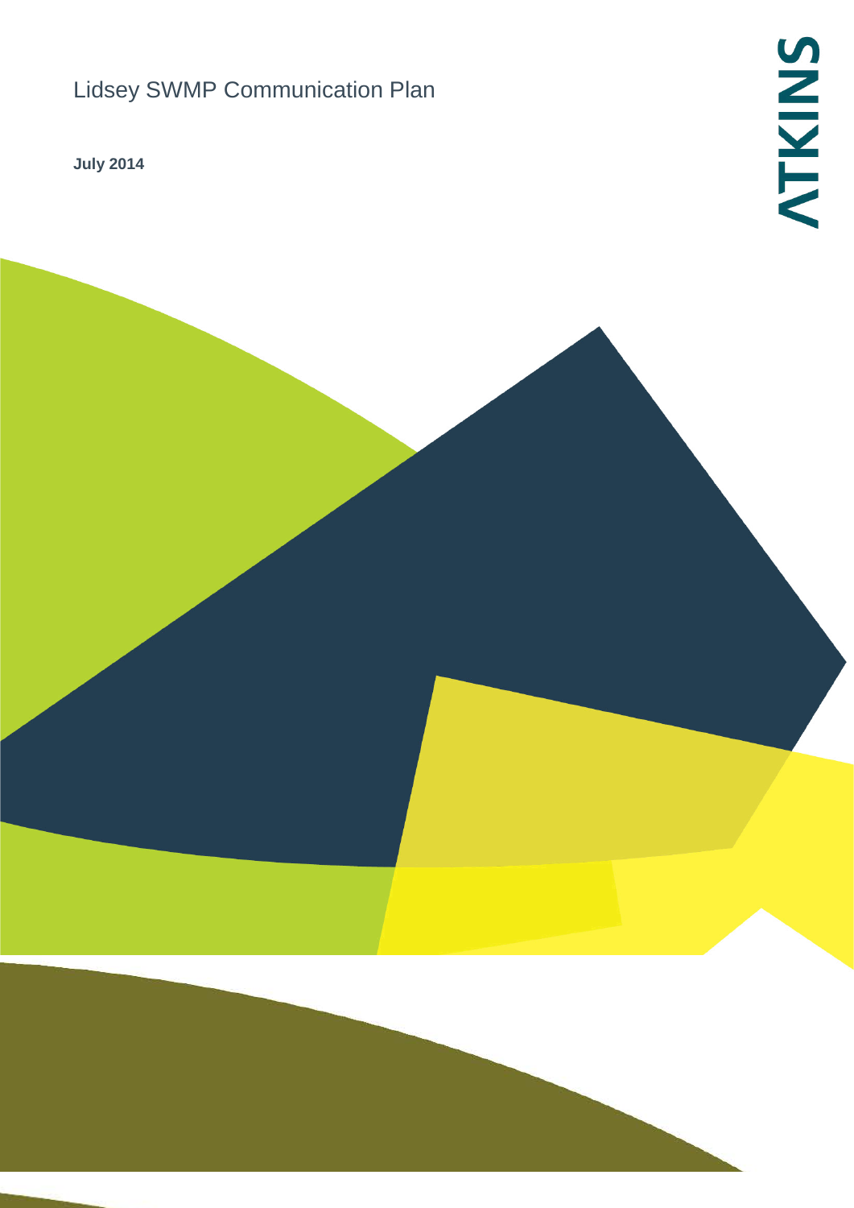# Lidsey SWMP Communication Plan

**July 2014**

ATKINS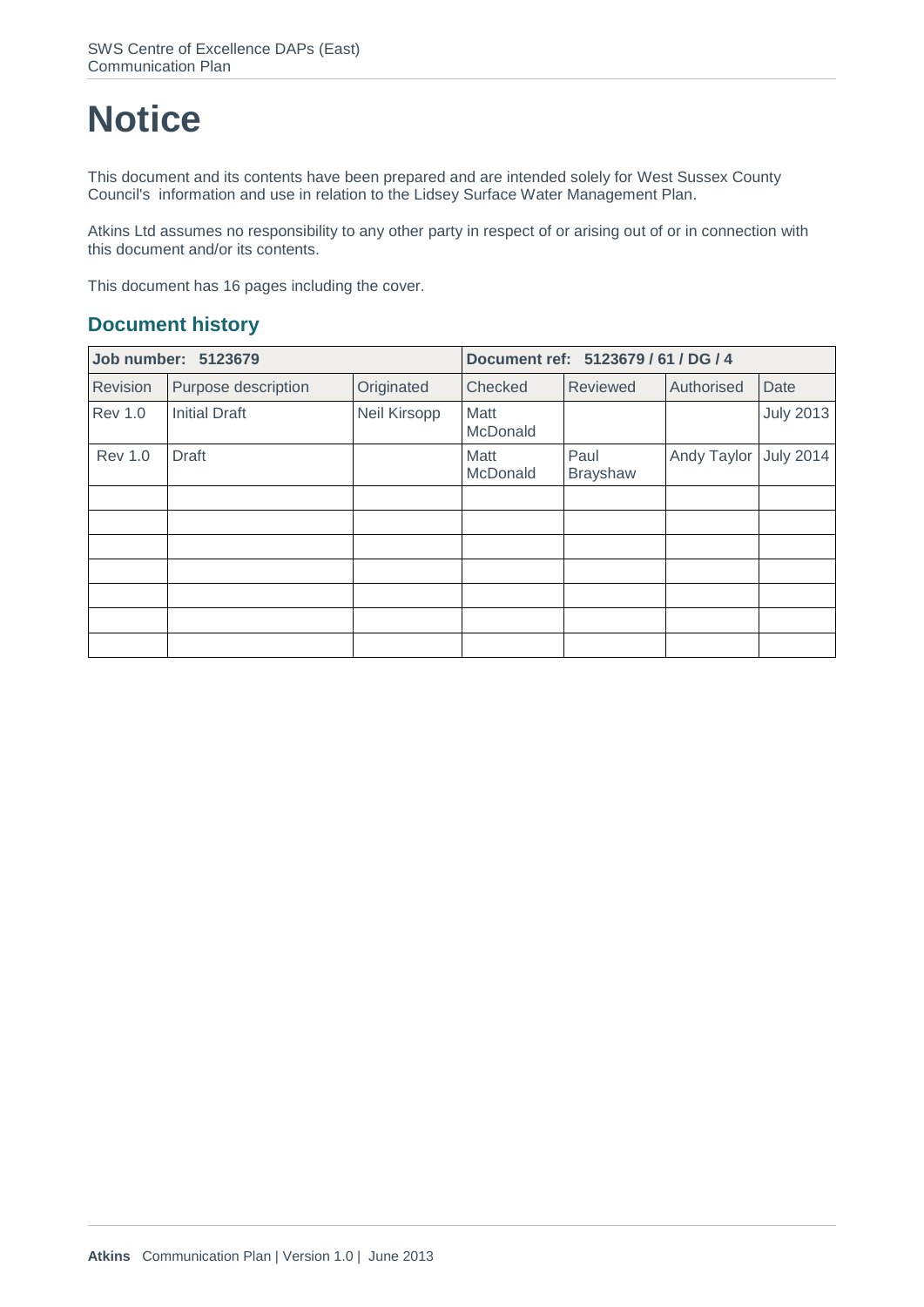# Notice

This document and its contents have been prepared and are intended solely for West Sussex County Council's information and use in relation to the Lidsey Surface Water Management Plan.

Atkins Ltd assumes no responsibility to any other party in respect of or arising out of or in connection with this document and/or its contents.

This document has 16 pages including the cover.

## Document history

| **Job number: 5123679** | | | **Document ref: 5123679 / 61 / DG / 4** | | | |
|---|---|---|---|---|---|---|
| Revision | Purpose description | Originated | Checked | Reviewed | Authorised | Date |
| Rev 1.0 | Initial Draft | Neil Kirsopp | Matt McDonald | | | July 2013 |
| Rev 1.0 | Draft | | Matt McDonald | Paul Brayshaw | Andy Taylor | July 2014 |
| | | | | | | |
| | | | | | | |
| | | | | | | |
| | | | | | | |
| | | | | | | |
| | | | | | | |
| | | | | | | |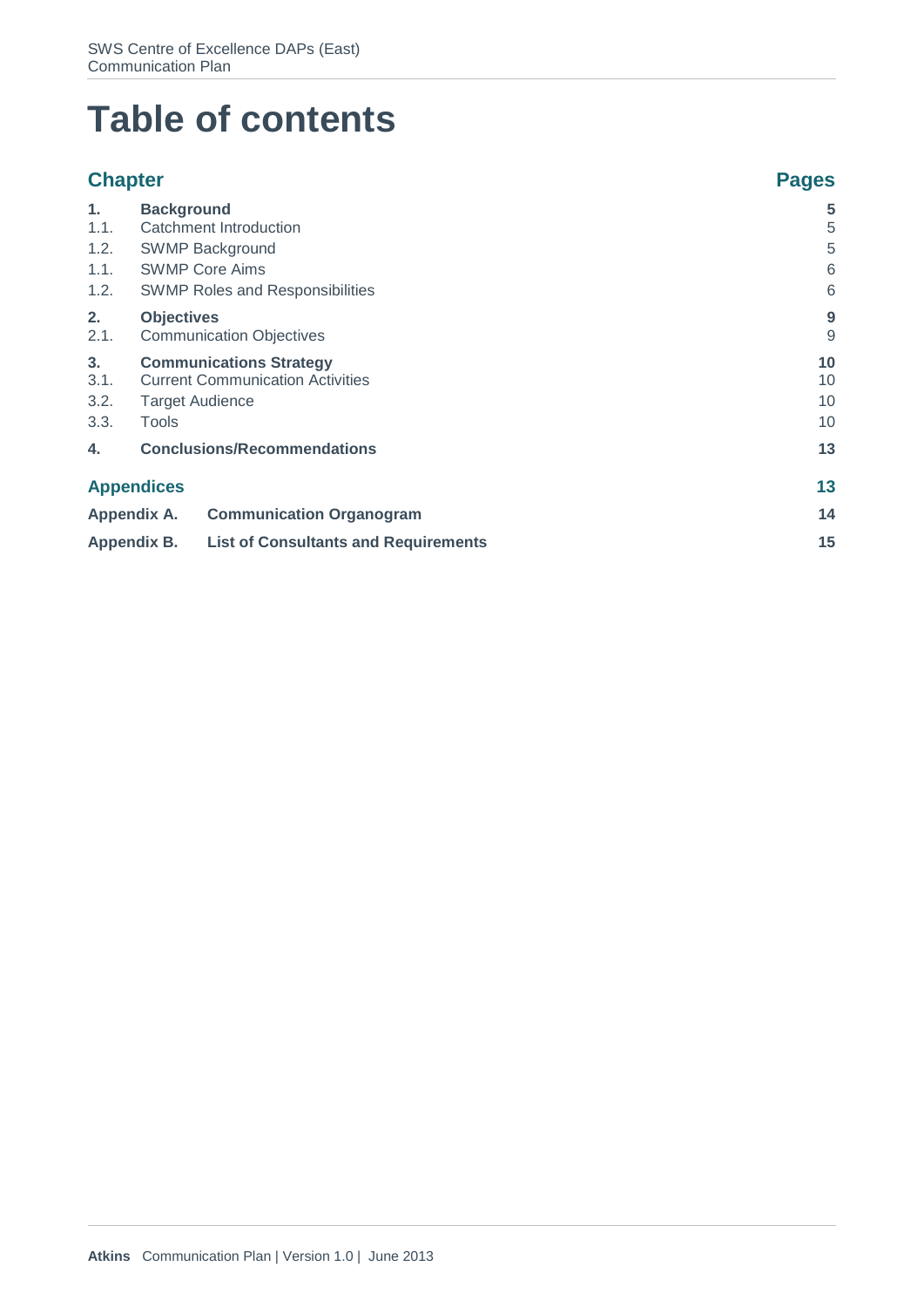# Table of contents

| Chapter | | Pages |
|---|---|---|
| **1.** | **Background** | **5** |
| 1.1. | Catchment Introduction | 5 |
| 1.2. | SWMP Background | 5 |
| 1.1. | SWMP Core Aims | 6 |
| 1.2. | SWMP Roles and Responsibilities | 6 |
| **2.** | **Objectives** | **9** |
| 2.1. | Communication Objectives | 9 |
| **3.** | **Communications Strategy** | **10** |
| 3.1. | Current Communication Activities | 10 |
| 3.2. | Target Audience | 10 |
| 3.3. | Tools | 10 |
| **4.** | **Conclusions/Recommendations** | **13** |
| **Appendices** | | **13** |
| **Appendix A.** | **Communication Organogram** | **14** |
| **Appendix B.** | **List of Consultants and Requirements** | **15** |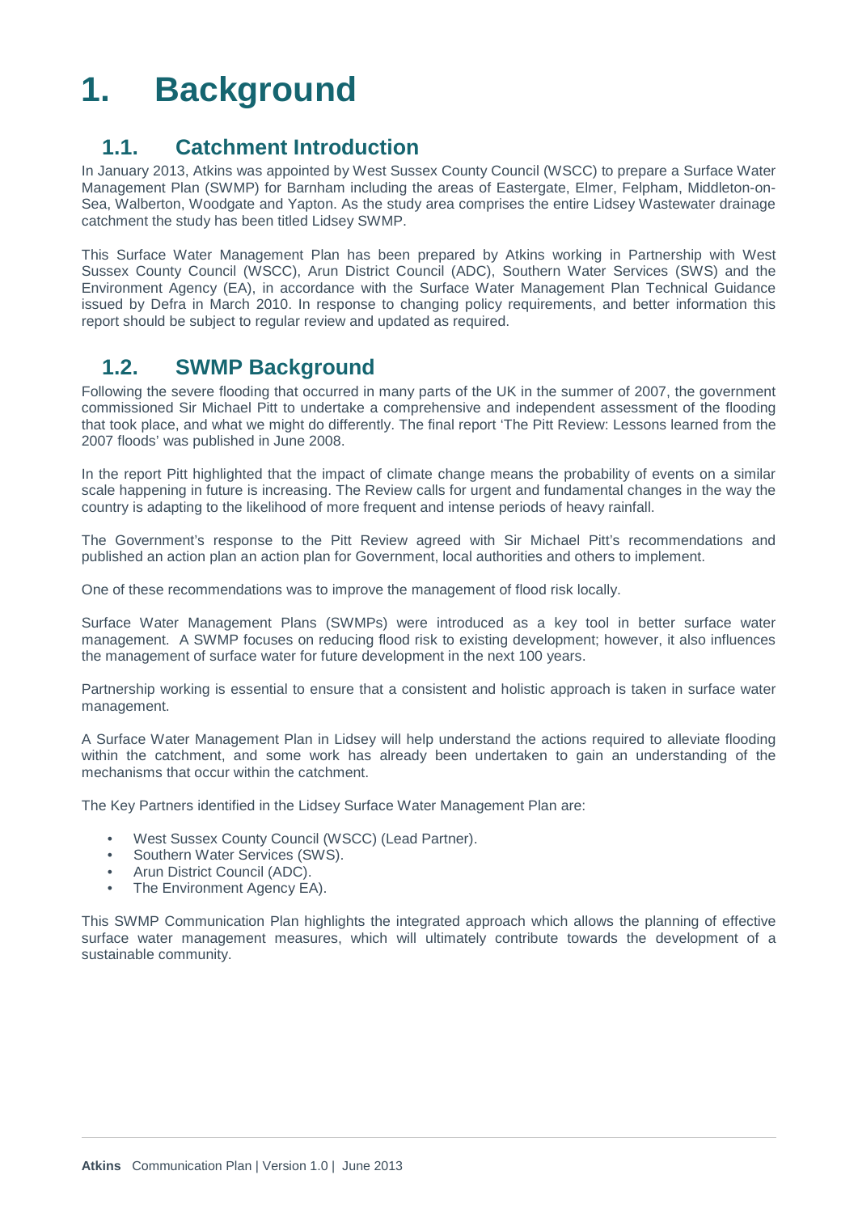# 1. Background

## 1.1. Catchment Introduction

In January 2013, Atkins was appointed by West Sussex County Council (WSCC) to prepare a Surface Water Management Plan (SWMP) for Barnham including the areas of Eastergate, Elmer, Felpham, Middleton-on-Sea, Walberton, Woodgate and Yapton. As the study area comprises the entire Lidsey Wastewater drainage catchment the study has been titled Lidsey SWMP.

This Surface Water Management Plan has been prepared by Atkins working in Partnership with West Sussex County Council (WSCC), Arun District Council (ADC), Southern Water Services (SWS) and the Environment Agency (EA), in accordance with the Surface Water Management Plan Technical Guidance issued by Defra in March 2010. In response to changing policy requirements, and better information this report should be subject to regular review and updated as required.

## 1.2. SWMP Background

Following the severe flooding that occurred in many parts of the UK in the summer of 2007, the government commissioned Sir Michael Pitt to undertake a comprehensive and independent assessment of the flooding that took place, and what we might do differently. The final report 'The Pitt Review: Lessons learned from the 2007 floods' was published in June 2008.

In the report Pitt highlighted that the impact of climate change means the probability of events on a similar scale happening in future is increasing. The Review calls for urgent and fundamental changes in the way the country is adapting to the likelihood of more frequent and intense periods of heavy rainfall.

The Government's response to the Pitt Review agreed with Sir Michael Pitt's recommendations and published an action plan an action plan for Government, local authorities and others to implement.

One of these recommendations was to improve the management of flood risk locally.

Surface Water Management Plans (SWMPs) were introduced as a key tool in better surface water management. A SWMP focuses on reducing flood risk to existing development; however, it also influences the management of surface water for future development in the next 100 years.

Partnership working is essential to ensure that a consistent and holistic approach is taken in surface water management.

A Surface Water Management Plan in Lidsey will help understand the actions required to alleviate flooding within the catchment, and some work has already been undertaken to gain an understanding of the mechanisms that occur within the catchment.

The Key Partners identified in the Lidsey Surface Water Management Plan are:

- West Sussex County Council (WSCC) (Lead Partner).
- Southern Water Services (SWS).
- Arun District Council (ADC).
- The Environment Agency EA).

This SWMP Communication Plan highlights the integrated approach which allows the planning of effective surface water management measures, which will ultimately contribute towards the development of a sustainable community.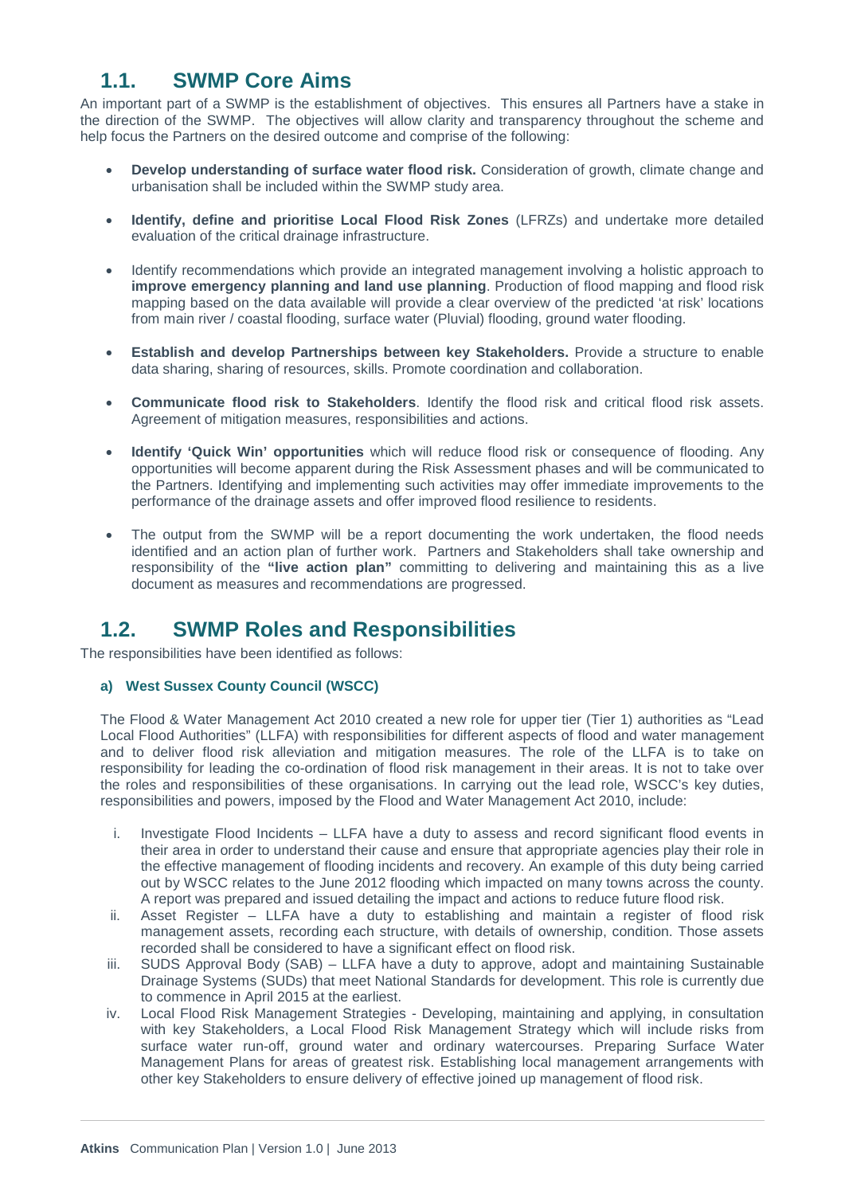## 1.1. SWMP Core Aims

An important part of a SWMP is the establishment of objectives. This ensures all Partners have a stake in the direction of the SWMP. The objectives will allow clarity and transparency throughout the scheme and help focus the Partners on the desired outcome and comprise of the following:

- **Develop understanding of surface water flood risk.** Consideration of growth, climate change and urbanisation shall be included within the SWMP study area.
- **Identify, define and prioritise Local Flood Risk Zones** (LFRZs) and undertake more detailed evaluation of the critical drainage infrastructure.
- Identify recommendations which provide an integrated management involving a holistic approach to **improve emergency planning and land use planning**. Production of flood mapping and flood risk mapping based on the data available will provide a clear overview of the predicted 'at risk' locations from main river / coastal flooding, surface water (Pluvial) flooding, ground water flooding.
- **Establish and develop Partnerships between key Stakeholders.** Provide a structure to enable data sharing, sharing of resources, skills. Promote coordination and collaboration.
- **Communicate flood risk to Stakeholders**. Identify the flood risk and critical flood risk assets. Agreement of mitigation measures, responsibilities and actions.
- **Identify 'Quick Win' opportunities** which will reduce flood risk or consequence of flooding. Any opportunities will become apparent during the Risk Assessment phases and will be communicated to the Partners. Identifying and implementing such activities may offer immediate improvements to the performance of the drainage assets and offer improved flood resilience to residents.
- The output from the SWMP will be a report documenting the work undertaken, the flood needs identified and an action plan of further work. Partners and Stakeholders shall take ownership and responsibility of the **"live action plan"** committing to delivering and maintaining this as a live document as measures and recommendations are progressed.

## 1.2. SWMP Roles and Responsibilities

The responsibilities have been identified as follows:

### a) West Sussex County Council (WSCC)

The Flood & Water Management Act 2010 created a new role for upper tier (Tier 1) authorities as "Lead Local Flood Authorities" (LLFA) with responsibilities for different aspects of flood and water management and to deliver flood risk alleviation and mitigation measures. The role of the LLFA is to take on responsibility for leading the co-ordination of flood risk management in their areas. It is not to take over the roles and responsibilities of these organisations. In carrying out the lead role, WSCC's key duties, responsibilities and powers, imposed by the Flood and Water Management Act 2010, include:

i. Investigate Flood Incidents – LLFA have a duty to assess and record significant flood events in their area in order to understand their cause and ensure that appropriate agencies play their role in the effective management of flooding incidents and recovery. An example of this duty being carried out by WSCC relates to the June 2012 flooding which impacted on many towns across the county. A report was prepared and issued detailing the impact and actions to reduce future flood risk.

ii. Asset Register – LLFA have a duty to establishing and maintain a register of flood risk management assets, recording each structure, with details of ownership, condition. Those assets recorded shall be considered to have a significant effect on flood risk.

iii. SUDS Approval Body (SAB) – LLFA have a duty to approve, adopt and maintaining Sustainable Drainage Systems (SUDs) that meet National Standards for development. This role is currently due to commence in April 2015 at the earliest.

iv. Local Flood Risk Management Strategies - Developing, maintaining and applying, in consultation with key Stakeholders, a Local Flood Risk Management Strategy which will include risks from surface water run-off, ground water and ordinary watercourses. Preparing Surface Water Management Plans for areas of greatest risk. Establishing local management arrangements with other key Stakeholders to ensure delivery of effective joined up management of flood risk.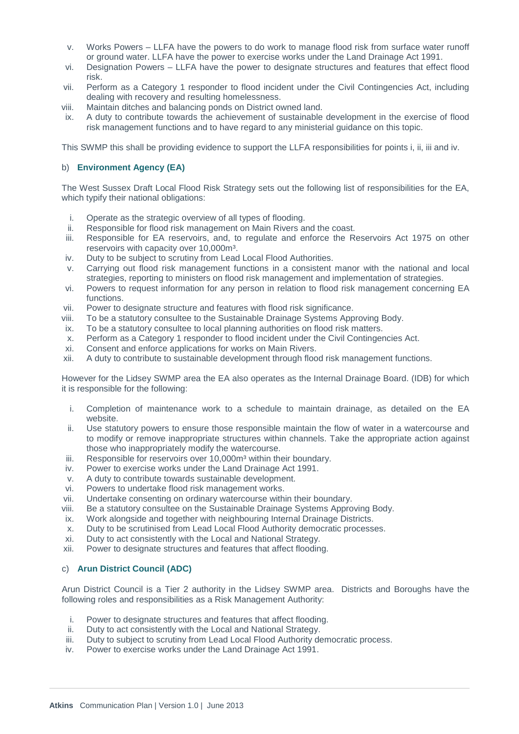v. Works Powers – LLFA have the powers to do work to manage flood risk from surface water runoff or ground water. LLFA have the power to exercise works under the Land Drainage Act 1991.
vi. Designation Powers – LLFA have the power to designate structures and features that effect flood risk.
vii. Perform as a Category 1 responder to flood incident under the Civil Contingencies Act, including dealing with recovery and resulting homelessness.
viii. Maintain ditches and balancing ponds on District owned land.
ix. A duty to contribute towards the achievement of sustainable development in the exercise of flood risk management functions and to have regard to any ministerial guidance on this topic.

This SWMP this shall be providing evidence to support the LLFA responsibilities for points i, ii, iii and iv.

b) **Environment Agency (EA)**

The West Sussex Draft Local Flood Risk Strategy sets out the following list of responsibilities for the EA, which typify their national obligations:

i. Operate as the strategic overview of all types of flooding.
ii. Responsible for flood risk management on Main Rivers and the coast.
iii. Responsible for EA reservoirs, and, to regulate and enforce the Reservoirs Act 1975 on other reservoirs with capacity over 10,000m³.
iv. Duty to be subject to scrutiny from Lead Local Flood Authorities.
v. Carrying out flood risk management functions in a consistent manor with the national and local strategies, reporting to ministers on flood risk management and implementation of strategies.
vi. Powers to request information for any person in relation to flood risk management concerning EA functions.
vii. Power to designate structure and features with flood risk significance.
viii. To be a statutory consultee to the Sustainable Drainage Systems Approving Body.
ix. To be a statutory consultee to local planning authorities on flood risk matters.
x. Perform as a Category 1 responder to flood incident under the Civil Contingencies Act.
xi. Consent and enforce applications for works on Main Rivers.
xii. A duty to contribute to sustainable development through flood risk management functions.

However for the Lidsey SWMP area the EA also operates as the Internal Drainage Board. (IDB) for which it is responsible for the following:

i. Completion of maintenance work to a schedule to maintain drainage, as detailed on the EA website.
ii. Use statutory powers to ensure those responsible maintain the flow of water in a watercourse and to modify or remove inappropriate structures within channels. Take the appropriate action against those who inappropriately modify the watercourse.
iii. Responsible for reservoirs over 10,000m³ within their boundary.
iv. Power to exercise works under the Land Drainage Act 1991.
v. A duty to contribute towards sustainable development.
vi. Powers to undertake flood risk management works.
vii. Undertake consenting on ordinary watercourse within their boundary.
viii. Be a statutory consultee on the Sustainable Drainage Systems Approving Body.
ix. Work alongside and together with neighbouring Internal Drainage Districts.
x. Duty to be scrutinised from Lead Local Flood Authority democratic processes.
xi. Duty to act consistently with the Local and National Strategy.
xii. Power to designate structures and features that affect flooding.

c) **Arun District Council (ADC)**

Arun District Council is a Tier 2 authority in the Lidsey SWMP area. Districts and Boroughs have the following roles and responsibilities as a Risk Management Authority:

i. Power to designate structures and features that affect flooding.
ii. Duty to act consistently with the Local and National Strategy.
iii. Duty to subject to scrutiny from Lead Local Flood Authority democratic process.
iv. Power to exercise works under the Land Drainage Act 1991.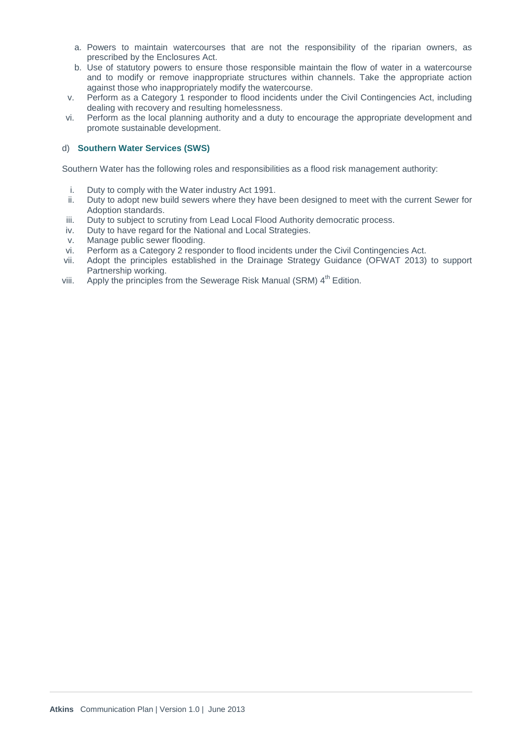a. Powers to maintain watercourses that are not the responsibility of the riparian owners, as prescribed by the Enclosures Act.
b. Use of statutory powers to ensure those responsible maintain the flow of water in a watercourse and to modify or remove inappropriate structures within channels. Take the appropriate action against those who inappropriately modify the watercourse.

v. Perform as a Category 1 responder to flood incidents under the Civil Contingencies Act, including dealing with recovery and resulting homelessness.

vi. Perform as the local planning authority and a duty to encourage the appropriate development and promote sustainable development.

d) **Southern Water Services (SWS)**

Southern Water has the following roles and responsibilities as a flood risk management authority:

i. Duty to comply with the Water industry Act 1991.
ii. Duty to adopt new build sewers where they have been designed to meet with the current Sewer for Adoption standards.
iii. Duty to subject to scrutiny from Lead Local Flood Authority democratic process.
iv. Duty to have regard for the National and Local Strategies.
v. Manage public sewer flooding.
vi. Perform as a Category 2 responder to flood incidents under the Civil Contingencies Act.
vii. Adopt the principles established in the Drainage Strategy Guidance (OFWAT 2013) to support Partnership working.
viii. Apply the principles from the Sewerage Risk Manual (SRM) 4th Edition.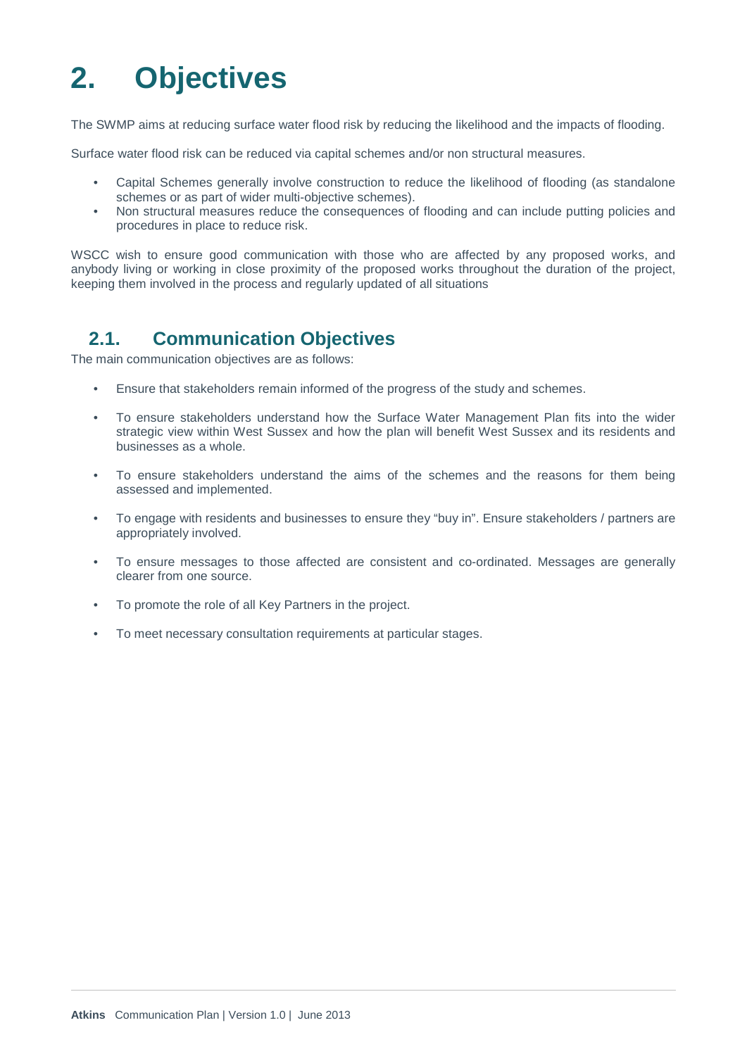# 2. Objectives

The SWMP aims at reducing surface water flood risk by reducing the likelihood and the impacts of flooding.

Surface water flood risk can be reduced via capital schemes and/or non structural measures.

- Capital Schemes generally involve construction to reduce the likelihood of flooding (as standalone schemes or as part of wider multi-objective schemes).
- Non structural measures reduce the consequences of flooding and can include putting policies and procedures in place to reduce risk.

WSCC wish to ensure good communication with those who are affected by any proposed works, and anybody living or working in close proximity of the proposed works throughout the duration of the project, keeping them involved in the process and regularly updated of all situations

## 2.1. Communication Objectives

The main communication objectives are as follows:

- Ensure that stakeholders remain informed of the progress of the study and schemes.
- To ensure stakeholders understand how the Surface Water Management Plan fits into the wider strategic view within West Sussex and how the plan will benefit West Sussex and its residents and businesses as a whole.
- To ensure stakeholders understand the aims of the schemes and the reasons for them being assessed and implemented.
- To engage with residents and businesses to ensure they "buy in". Ensure stakeholders / partners are appropriately involved.
- To ensure messages to those affected are consistent and co-ordinated. Messages are generally clearer from one source.
- To promote the role of all Key Partners in the project.
- To meet necessary consultation requirements at particular stages.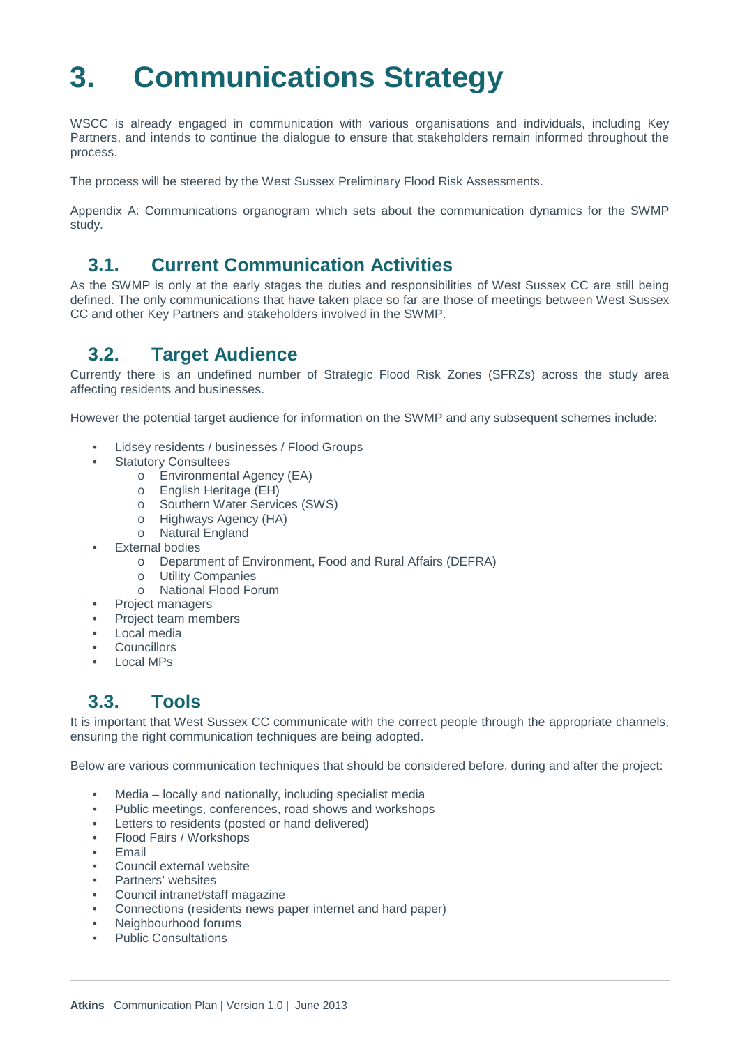# 3. Communications Strategy

WSCC is already engaged in communication with various organisations and individuals, including Key Partners, and intends to continue the dialogue to ensure that stakeholders remain informed throughout the process.

The process will be steered by the West Sussex Preliminary Flood Risk Assessments.

Appendix A: Communications organogram which sets about the communication dynamics for the SWMP study.

## 3.1. Current Communication Activities

As the SWMP is only at the early stages the duties and responsibilities of West Sussex CC are still being defined. The only communications that have taken place so far are those of meetings between West Sussex CC and other Key Partners and stakeholders involved in the SWMP.

## 3.2. Target Audience

Currently there is an undefined number of Strategic Flood Risk Zones (SFRZs) across the study area affecting residents and businesses.

However the potential target audience for information on the SWMP and any subsequent schemes include:

- Lidsey residents / businesses / Flood Groups
- Statutory Consultees
    - Environmental Agency (EA)
    - English Heritage (EH)
    - Southern Water Services (SWS)
    - Highways Agency (HA)
    - Natural England
- External bodies
    - Department of Environment, Food and Rural Affairs (DEFRA)
    - Utility Companies
    - National Flood Forum
- Project managers
- Project team members
- Local media
- Councillors
- Local MPs

## 3.3. Tools

It is important that West Sussex CC communicate with the correct people through the appropriate channels, ensuring the right communication techniques are being adopted.

Below are various communication techniques that should be considered before, during and after the project:

- Media – locally and nationally, including specialist media
- Public meetings, conferences, road shows and workshops
- Letters to residents (posted or hand delivered)
- Flood Fairs / Workshops
- Email
- Council external website
- Partners' websites
- Council intranet/staff magazine
- Connections (residents news paper internet and hard paper)
- Neighbourhood forums
- Public Consultations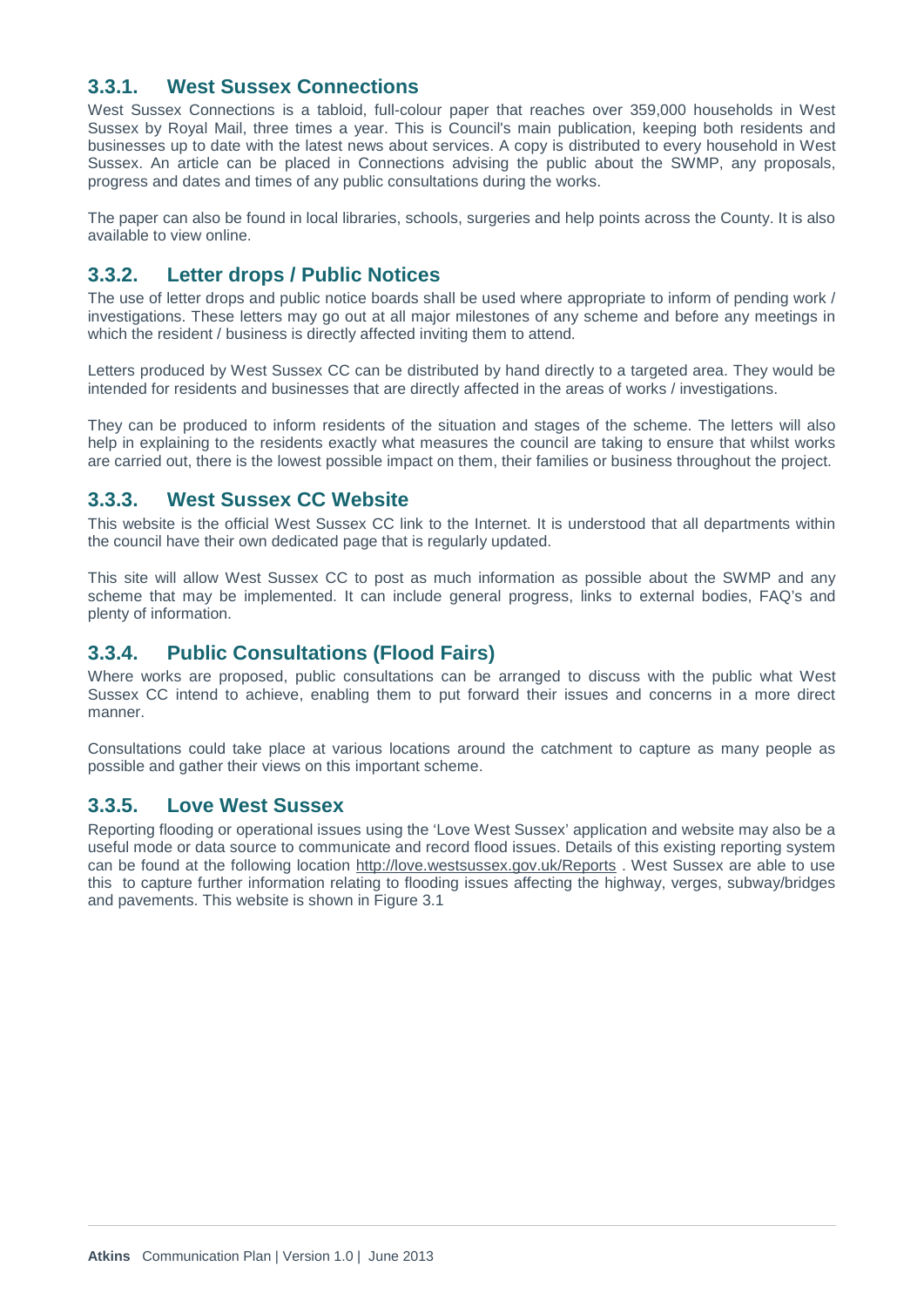### 3.3.1. West Sussex Connections

West Sussex Connections is a tabloid, full-colour paper that reaches over 359,000 households in West Sussex by Royal Mail, three times a year. This is Council's main publication, keeping both residents and businesses up to date with the latest news about services. A copy is distributed to every household in West Sussex. An article can be placed in Connections advising the public about the SWMP, any proposals, progress and dates and times of any public consultations during the works.

The paper can also be found in local libraries, schools, surgeries and help points across the County. It is also available to view online.

### 3.3.2. Letter drops / Public Notices

The use of letter drops and public notice boards shall be used where appropriate to inform of pending work / investigations. These letters may go out at all major milestones of any scheme and before any meetings in which the resident / business is directly affected inviting them to attend.

Letters produced by West Sussex CC can be distributed by hand directly to a targeted area. They would be intended for residents and businesses that are directly affected in the areas of works / investigations.

They can be produced to inform residents of the situation and stages of the scheme. The letters will also help in explaining to the residents exactly what measures the council are taking to ensure that whilst works are carried out, there is the lowest possible impact on them, their families or business throughout the project.

### 3.3.3. West Sussex CC Website

This website is the official West Sussex CC link to the Internet. It is understood that all departments within the council have their own dedicated page that is regularly updated.

This site will allow West Sussex CC to post as much information as possible about the SWMP and any scheme that may be implemented. It can include general progress, links to external bodies, FAQ's and plenty of information.

### 3.3.4. Public Consultations (Flood Fairs)

Where works are proposed, public consultations can be arranged to discuss with the public what West Sussex CC intend to achieve, enabling them to put forward their issues and concerns in a more direct manner.

Consultations could take place at various locations around the catchment to capture as many people as possible and gather their views on this important scheme.

### 3.3.5. Love West Sussex

Reporting flooding or operational issues using the 'Love West Sussex' application and website may also be a useful mode or data source to communicate and record flood issues. Details of this existing reporting system can be found at the following location http://love.westsussex.gov.uk/Reports . West Sussex are able to use this to capture further information relating to flooding issues affecting the highway, verges, subway/bridges and pavements. This website is shown in Figure 3.1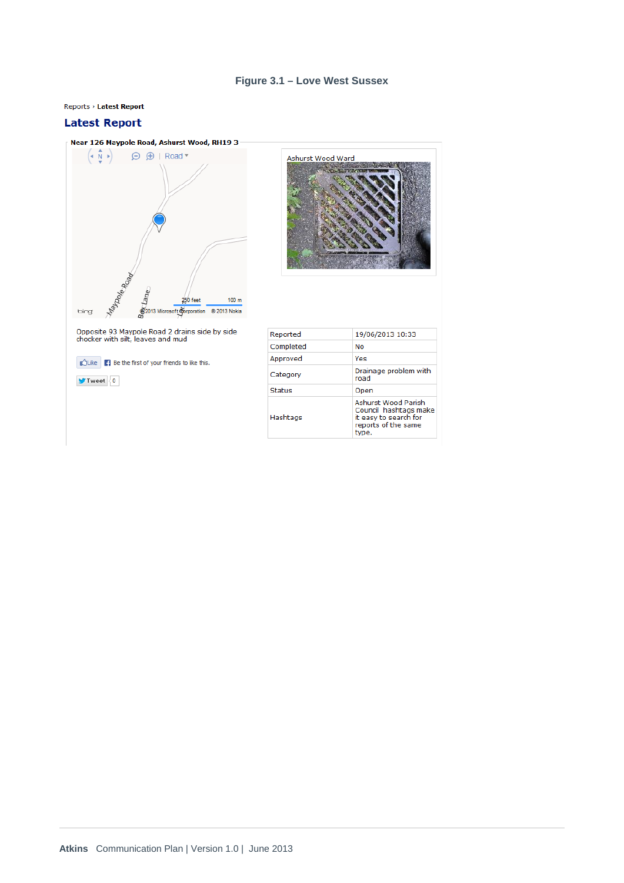**Figure 3.1 – Love West Sussex**

Reports › **Latest Report**

## Latest Report

**Near 126 Maypole Road, Ashurst Wood, RH19 3**

Ashurst Wood Ward

Opposite 93 Maypole Road 2 drains side by side chocker with silt, leaves and mud

Like | Be the first of your friends to like this.

Tweet | 0

| Reported | 19/06/2013 10:33 |
|---|---|
| Completed | No |
| Approved | Yes |
| Category | Drainage problem with road |
| Status | Open |
| Hashtags | Ashurst Wood Parish Council hashtags make it easy to search for reports of the same type. |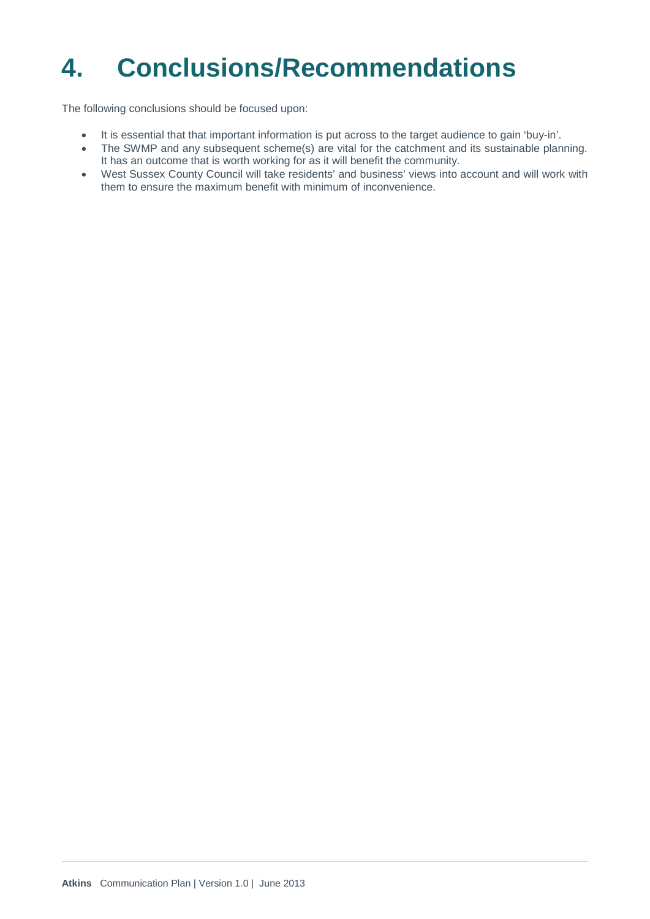# 4. Conclusions/Recommendations

The following conclusions should be focused upon:

- It is essential that that important information is put across to the target audience to gain 'buy-in'.
- The SWMP and any subsequent scheme(s) are vital for the catchment and its sustainable planning. It has an outcome that is worth working for as it will benefit the community.
- West Sussex County Council will take residents' and business' views into account and will work with them to ensure the maximum benefit with minimum of inconvenience.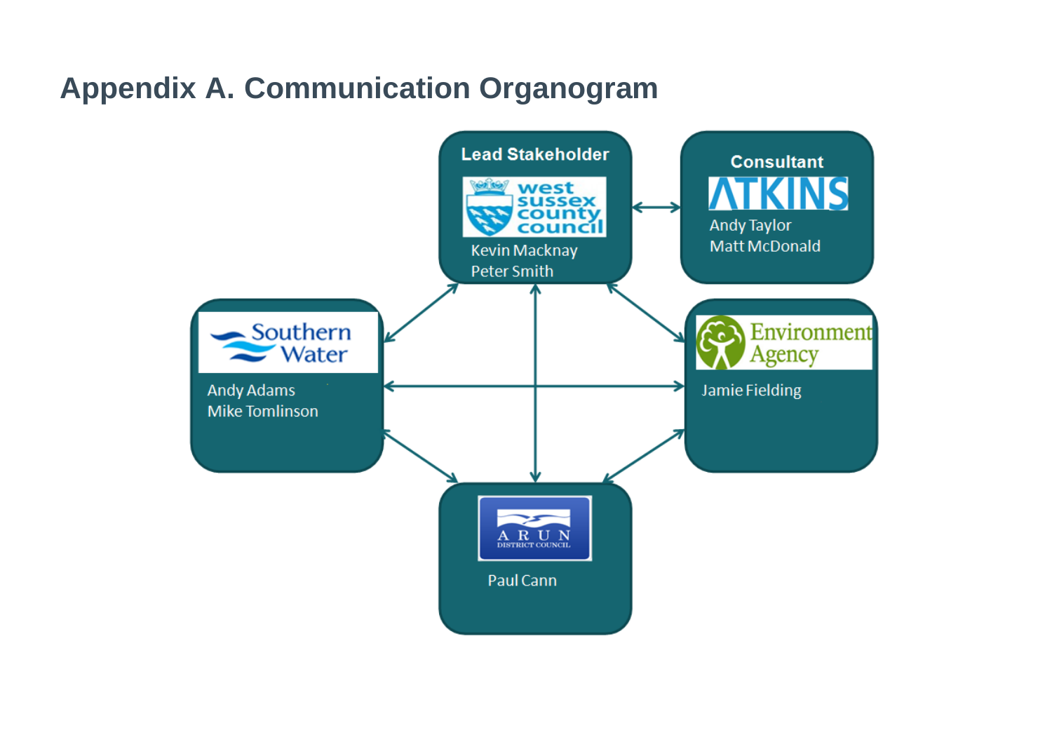# Appendix A. Communication Organogram

**Lead Stakeholder**

West Sussex County Council

Kevin Macknay
Peter Smith

**Consultant**

ATKINS

Andy Taylor
Matt McDonald

Southern Water

Andy Adams
Mike Tomlinson

Environment Agency

Jamie Fielding

Arun District Council

Paul Cann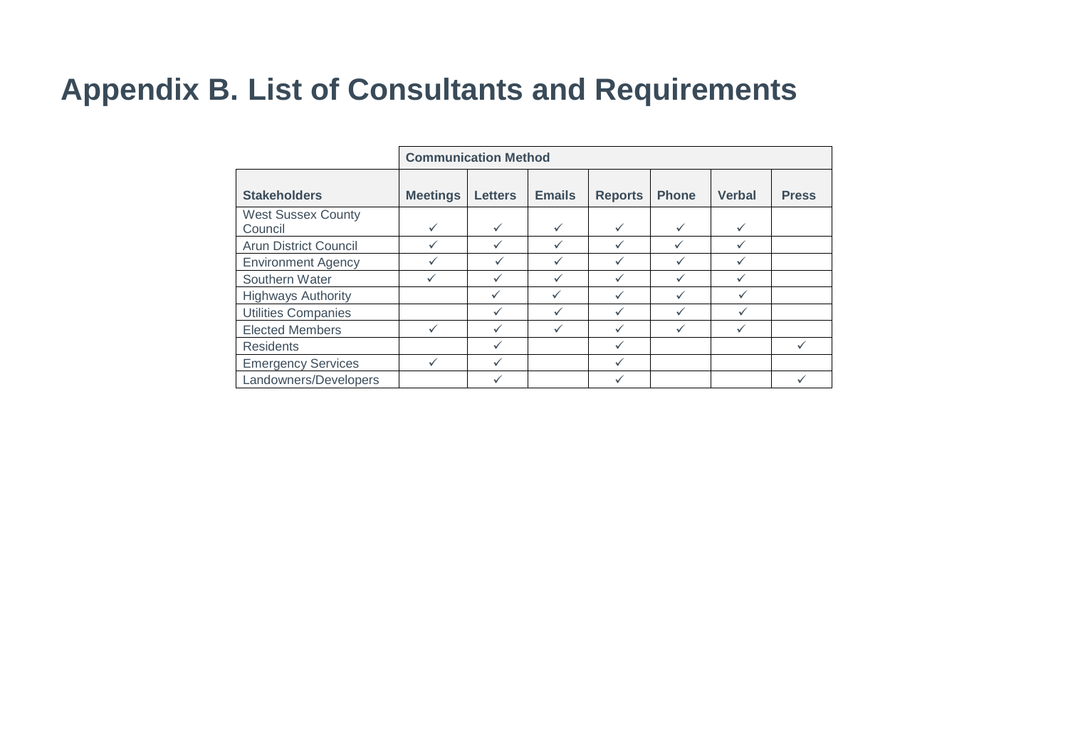# Appendix B. List of Consultants and Requirements

| | Communication Method | | | | | | |
|---|---|---|---|---|---|---|---|
| **Stakeholders** | **Meetings** | **Letters** | **Emails** | **Reports** | **Phone** | **Verbal** | **Press** |
| West Sussex County Council | ✓ | ✓ | ✓ | ✓ | ✓ | ✓ | |
| Arun District Council | ✓ | ✓ | ✓ | ✓ | ✓ | ✓ | |
| Environment Agency | ✓ | ✓ | ✓ | ✓ | ✓ | ✓ | |
| Southern Water | ✓ | ✓ | ✓ | ✓ | ✓ | ✓ | |
| Highways Authority | | ✓ | ✓ | ✓ | ✓ | ✓ | |
| Utilities Companies | | ✓ | ✓ | ✓ | ✓ | ✓ | |
| Elected Members | ✓ | ✓ | ✓ | ✓ | ✓ | ✓ | |
| Residents | | ✓ | | ✓ | | | ✓ |
| Emergency Services | ✓ | ✓ | | ✓ | | | |
| Landowners/Developers | | ✓ | | ✓ | | | ✓ |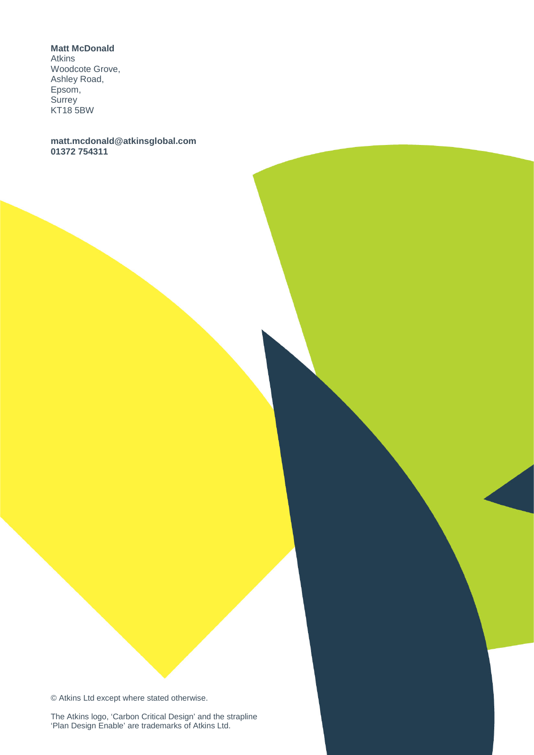**Matt McDonald**
Atkins
Woodcote Grove,
Ashley Road,
Epsom,
Surrey
KT18 5BW

**matt.mcdonald@atkinsglobal.com**
**01372 754311**

© Atkins Ltd except where stated otherwise.

The Atkins logo, 'Carbon Critical Design' and the strapline 'Plan Design Enable' are trademarks of Atkins Ltd.